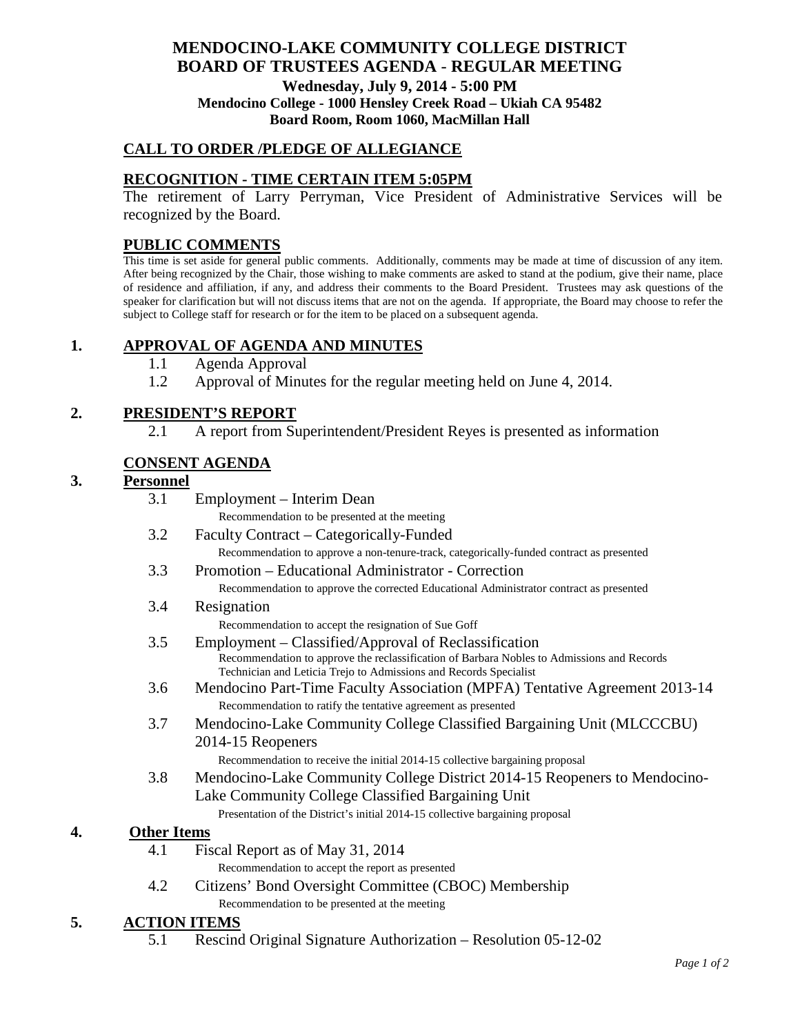# MENDOCINO-LAKE COMMUNITY COLLEGE DISTRICT
# BOARD OF TRUSTEES AGENDA - REGULAR MEETING

**Wednesday, July 9, 2014 - 5:00 PM**
**Mendocino College - 1000 Hensley Creek Road – Ukiah CA 95482**
**Board Room, Room 1060, MacMillan Hall**

## CALL TO ORDER /PLEDGE OF ALLEGIANCE

## RECOGNITION - TIME CERTAIN ITEM 5:05PM

The retirement of Larry Perryman, Vice President of Administrative Services will be recognized by the Board.

## PUBLIC COMMENTS

This time is set aside for general public comments. Additionally, comments may be made at time of discussion of any item. After being recognized by the Chair, those wishing to make comments are asked to stand at the podium, give their name, place of residence and affiliation, if any, and address their comments to the Board President. Trustees may ask questions of the speaker for clarification but will not discuss items that are not on the agenda. If appropriate, the Board may choose to refer the subject to College staff for research or for the item to be placed on a subsequent agenda.

## 1. APPROVAL OF AGENDA AND MINUTES

1.1 Agenda Approval

1.2 Approval of Minutes for the regular meeting held on June 4, 2014.

## 2. PRESIDENT'S REPORT

2.1 A report from Superintendent/President Reyes is presented as information

## CONSENT AGENDA

### 3. Personnel

3.1 Employment – Interim Dean
Recommendation to be presented at the meeting

3.2 Faculty Contract – Categorically-Funded
Recommendation to approve a non-tenure-track, categorically-funded contract as presented

3.3 Promotion – Educational Administrator - Correction
Recommendation to approve the corrected Educational Administrator contract as presented

3.4 Resignation
Recommendation to accept the resignation of Sue Goff

3.5 Employment – Classified/Approval of Reclassification
Recommendation to approve the reclassification of Barbara Nobles to Admissions and Records Technician and Leticia Trejo to Admissions and Records Specialist

3.6 Mendocino Part-Time Faculty Association (MPFA) Tentative Agreement 2013-14
Recommendation to ratify the tentative agreement as presented

3.7 Mendocino-Lake Community College Classified Bargaining Unit (MLCCCBU) 2014-15 Reopeners
Recommendation to receive the initial 2014-15 collective bargaining proposal

3.8 Mendocino-Lake Community College District 2014-15 Reopeners to Mendocino-Lake Community College Classified Bargaining Unit
Presentation of the District's initial 2014-15 collective bargaining proposal

### 4. Other Items

4.1 Fiscal Report as of May 31, 2014
Recommendation to accept the report as presented

4.2 Citizens' Bond Oversight Committee (CBOC) Membership
Recommendation to be presented at the meeting

## 5. ACTION ITEMS

5.1 Rescind Original Signature Authorization – Resolution 05-12-02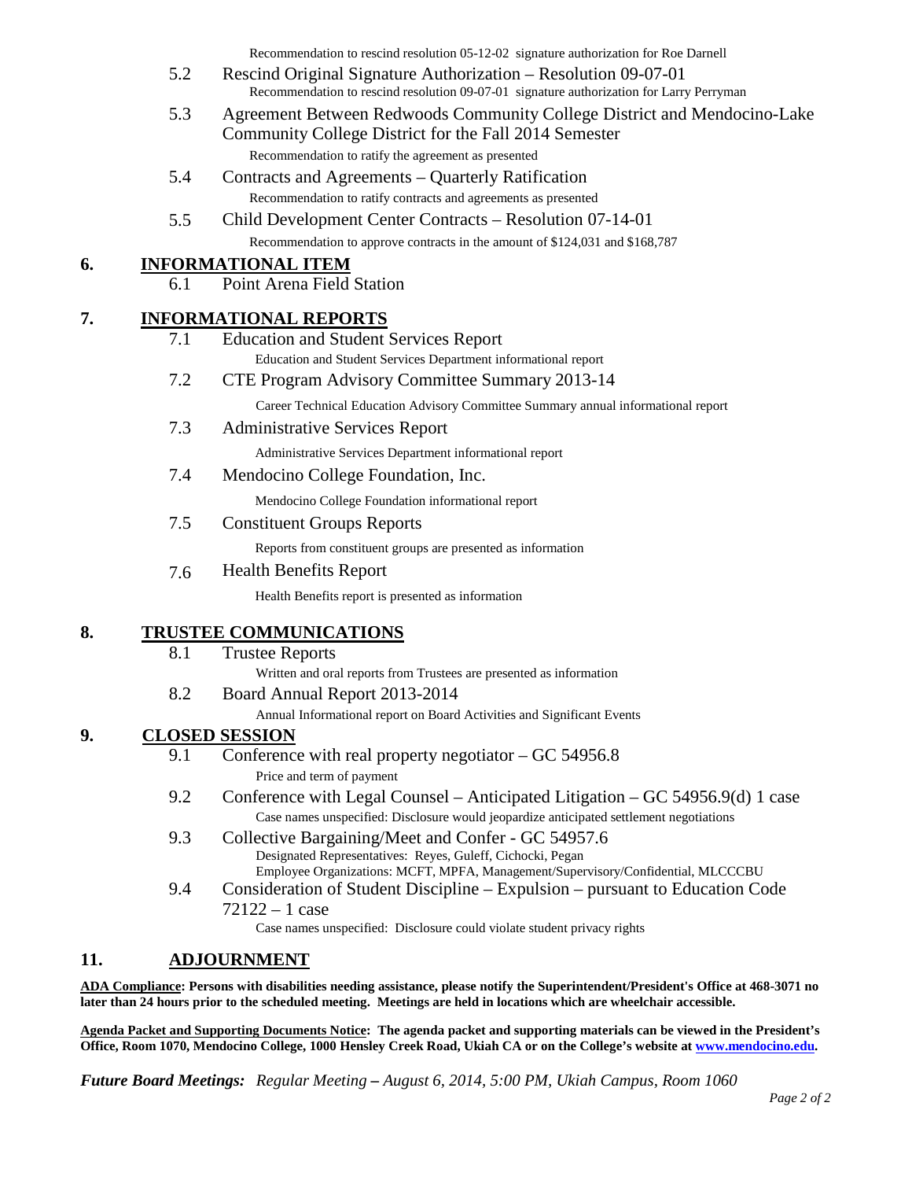Recommendation to rescind resolution 05-12-02 signature authorization for Roe Darnell

5.2 Rescind Original Signature Authorization – Resolution 09-07-01
Recommendation to rescind resolution 09-07-01 signature authorization for Larry Perryman

5.3 Agreement Between Redwoods Community College District and Mendocino-Lake Community College District for the Fall 2014 Semester
Recommendation to ratify the agreement as presented

5.4 Contracts and Agreements – Quarterly Ratification
Recommendation to ratify contracts and agreements as presented

5.5 Child Development Center Contracts – Resolution 07-14-01
Recommendation to approve contracts in the amount of $124,031 and $168,787

## 6. INFORMATIONAL ITEM

6.1 Point Arena Field Station

## 7. INFORMATIONAL REPORTS

7.1 Education and Student Services Report
Education and Student Services Department informational report

7.2 CTE Program Advisory Committee Summary 2013-14
Career Technical Education Advisory Committee Summary annual informational report

7.3 Administrative Services Report
Administrative Services Department informational report

7.4 Mendocino College Foundation, Inc.
Mendocino College Foundation informational report

7.5 Constituent Groups Reports
Reports from constituent groups are presented as information

7.6 Health Benefits Report
Health Benefits report is presented as information

## 8. TRUSTEE COMMUNICATIONS

8.1 Trustee Reports
Written and oral reports from Trustees are presented as information

8.2 Board Annual Report 2013-2014
Annual Informational report on Board Activities and Significant Events

## 9. CLOSED SESSION

9.1 Conference with real property negotiator – GC 54956.8
Price and term of payment

9.2 Conference with Legal Counsel – Anticipated Litigation – GC 54956.9(d) 1 case
Case names unspecified: Disclosure would jeopardize anticipated settlement negotiations

9.3 Collective Bargaining/Meet and Confer - GC 54957.6
Designated Representatives: Reyes, Guleff, Cichocki, Pegan
Employee Organizations: MCFT, MPFA, Management/Supervisory/Confidential, MLCCCBU

9.4 Consideration of Student Discipline – Expulsion – pursuant to Education Code 72122 – 1 case
Case names unspecified: Disclosure could violate student privacy rights

## 11. ADJOURNMENT

**ADA Compliance: Persons with disabilities needing assistance, please notify the Superintendent/President's Office at 468-3071 no later than 24 hours prior to the scheduled meeting. Meetings are held in locations which are wheelchair accessible.**

**Agenda Packet and Supporting Documents Notice: The agenda packet and supporting materials can be viewed in the President's Office, Room 1070, Mendocino College, 1000 Hensley Creek Road, Ukiah CA or on the College's website at www.mendocino.edu.**

***Future Board Meetings:*** *Regular Meeting – August 6, 2014, 5:00 PM, Ukiah Campus, Room 1060*